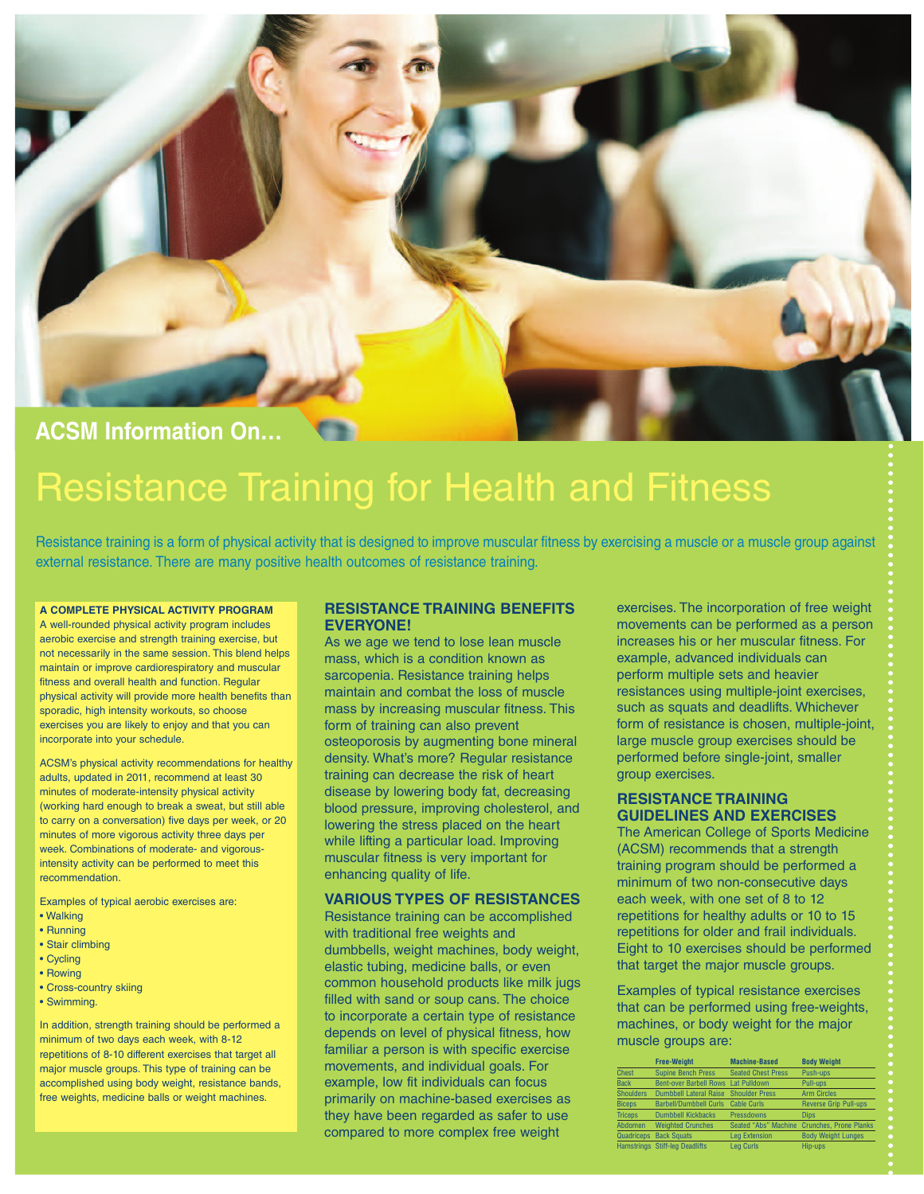ACSM Information On…

# Resistance Training for Health and Fitness

Resistance training is a form of physical activity that is designed to improve muscular fitness by exercising a muscle or a muscle group against external resistance. There are many positive health outcomes of resistance training.

**A COMPLETE PHYSICAL ACTIVITY PROGRAM**

A well-rounded physical activity program includes aerobic exercise and strength training exercise, but not necessarily in the same session. This blend helps maintain or improve cardiorespiratory and muscular fitness and overall health and function. Regular physical activity will provide more health benefits than sporadic, high intensity workouts, so choose exercises you are likely to enjoy and that you can incorporate into your schedule.

ACSM's physical activity recommendations for healthy adults, updated in 2011, recommend at least 30 minutes of moderate-intensity physical activity (working hard enough to break a sweat, but still able to carry on a conversation) five days per week, or 20 minutes of more vigorous activity three days per week. Combinations of moderate- and vigorous-intensity activity can be performed to meet this recommendation.

Examples of typical aerobic exercises are:

- Walking
- Running
- Stair climbing
- Cycling
- Rowing
- Cross-country skiing
- Swimming.

In addition, strength training should be performed a minimum of two days each week, with 8-12 repetitions of 8-10 different exercises that target all major muscle groups. This type of training can be accomplished using body weight, resistance bands, free weights, medicine balls or weight machines.

## RESISTANCE TRAINING BENEFITS EVERYONE!

As we age we tend to lose lean muscle mass, which is a condition known as sarcopenia. Resistance training helps maintain and combat the loss of muscle mass by increasing muscular fitness. This form of training can also prevent osteoporosis by augmenting bone mineral density. What's more? Regular resistance training can decrease the risk of heart disease by lowering body fat, decreasing blood pressure, improving cholesterol, and lowering the stress placed on the heart while lifting a particular load. Improving muscular fitness is very important for enhancing quality of life.

## VARIOUS TYPES OF RESISTANCES

Resistance training can be accomplished with traditional free weights and dumbbells, weight machines, body weight, elastic tubing, medicine balls, or even common household products like milk jugs filled with sand or soup cans. The choice to incorporate a certain type of resistance depends on level of physical fitness, how familiar a person is with specific exercise movements, and individual goals. For example, low fit individuals can focus primarily on machine-based exercises as they have been regarded as safer to use compared to more complex free weight exercises. The incorporation of free weight movements can be performed as a person increases his or her muscular fitness. For example, advanced individuals can perform multiple sets and heavier resistances using multiple-joint exercises, such as squats and deadlifts. Whichever form of resistance is chosen, multiple-joint, large muscle group exercises should be performed before single-joint, smaller group exercises.

## RESISTANCE TRAINING GUIDELINES AND EXERCISES

The American College of Sports Medicine (ACSM) recommends that a strength training program should be performed a minimum of two non-consecutive days each week, with one set of 8 to 12 repetitions for healthy adults or 10 to 15 repetitions for older and frail individuals. Eight to 10 exercises should be performed that target the major muscle groups.

Examples of typical resistance exercises that can be performed using free-weights, machines, or body weight for the major muscle groups are:

| | Free-Weight | Machine-Based | Body Weight |
|---|---|---|---|
| Chest | Supine Bench Press | Seated Chest Press | Push-ups |
| Back | Bent-over Barbell Rows | Lat Pulldown | Pull-ups |
| Shoulders | Dumbbell Lateral Raise | Shoulder Press | Arm Circles |
| Biceps | Barbell/Dumbbell Curls | Cable Curls | Reverse Grip Pull-ups |
| Triceps | Dumbbell Kickbacks | Pressdowns | Dips |
| Abdomen | Weighted Crunches | Seated "Abs" Machine | Crunches, Prone Planks |
| Quadriceps | Back Squats | Leg Extension | Body Weight Lunges |
| Hamstrings | Stiff-leg Deadlifts | Leg Curls | Hip-ups |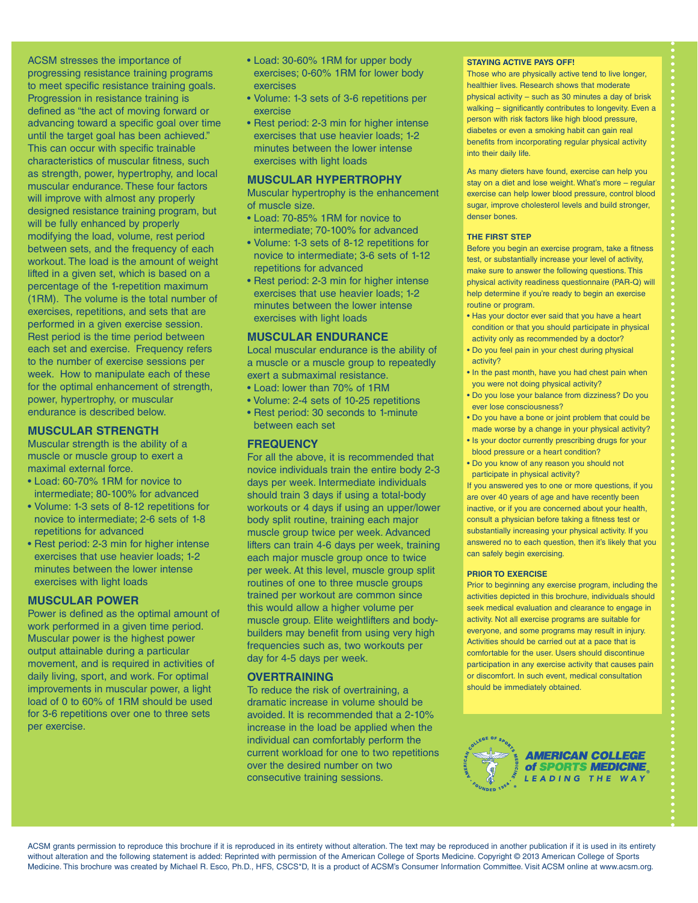ACSM stresses the importance of progressing resistance training programs to meet specific resistance training goals. Progression in resistance training is defined as "the act of moving forward or advancing toward a specific goal over time until the target goal has been achieved." This can occur with specific trainable characteristics of muscular fitness, such as strength, power, hypertrophy, and local muscular endurance. These four factors will improve with almost any properly designed resistance training program, but will be fully enhanced by properly modifying the load, volume, rest period between sets, and the frequency of each workout. The load is the amount of weight lifted in a given set, which is based on a percentage of the 1-repetition maximum (1RM). The volume is the total number of exercises, repetitions, and sets that are performed in a given exercise session. Rest period is the time period between each set and exercise. Frequency refers to the number of exercise sessions per week. How to manipulate each of these for the optimal enhancement of strength, power, hypertrophy, or muscular endurance is described below.

## MUSCULAR STRENGTH

Muscular strength is the ability of a muscle or muscle group to exert a maximal external force.

- Load: 60-70% 1RM for novice to intermediate; 80-100% for advanced
- Volume: 1-3 sets of 8-12 repetitions for novice to intermediate; 2-6 sets of 1-8 repetitions for advanced
- Rest period: 2-3 min for higher intense exercises that use heavier loads; 1-2 minutes between the lower intense exercises with light loads

## MUSCULAR POWER

Power is defined as the optimal amount of work performed in a given time period. Muscular power is the highest power output attainable during a particular movement, and is required in activities of daily living, sport, and work. For optimal improvements in muscular power, a light load of 0 to 60% of 1RM should be used for 3-6 repetitions over one to three sets per exercise.

- Load: 30-60% 1RM for upper body exercises; 0-60% 1RM for lower body exercises
- Volume: 1-3 sets of 3-6 repetitions per exercise
- Rest period: 2-3 min for higher intense exercises that use heavier loads; 1-2 minutes between the lower intense exercises with light loads

## MUSCULAR HYPERTROPHY

Muscular hypertrophy is the enhancement of muscle size.

- Load: 70-85% 1RM for novice to intermediate; 70-100% for advanced
- Volume: 1-3 sets of 8-12 repetitions for novice to intermediate; 3-6 sets of 1-12 repetitions for advanced
- Rest period: 2-3 min for higher intense exercises that use heavier loads; 1-2 minutes between the lower intense exercises with light loads

## MUSCULAR ENDURANCE

Local muscular endurance is the ability of a muscle or a muscle group to repeatedly exert a submaximal resistance.

- Load: lower than 70% of 1RM
- Volume: 2-4 sets of 10-25 repetitions
- Rest period: 30 seconds to 1-minute between each set

## FREQUENCY

For all the above, it is recommended that novice individuals train the entire body 2-3 days per week. Intermediate individuals should train 3 days if using a total-body workouts or 4 days if using an upper/lower body split routine, training each major muscle group twice per week. Advanced lifters can train 4-6 days per week, training each major muscle group once to twice per week. At this level, muscle group split routines of one to three muscle groups trained per workout are common since this would allow a higher volume per muscle group. Elite weightlifters and body-builders may benefit from using very high frequencies such as, two workouts per day for 4-5 days per week.

## OVERTRAINING

To reduce the risk of overtraining, a dramatic increase in volume should be avoided. It is recommended that a 2-10% increase in the load be applied when the individual can comfortably perform the current workload for one to two repetitions over the desired number on two consecutive training sessions.

### STAYING ACTIVE PAYS OFF!

Those who are physically active tend to live longer, healthier lives. Research shows that moderate physical activity – such as 30 minutes a day of brisk walking – significantly contributes to longevity. Even a person with risk factors like high blood pressure, diabetes or even a smoking habit can gain real benefits from incorporating regular physical activity into their daily life.

As many dieters have found, exercise can help you stay on a diet and lose weight. What's more – regular exercise can help lower blood pressure, control blood sugar, improve cholesterol levels and build stronger, denser bones.

### THE FIRST STEP

Before you begin an exercise program, take a fitness test, or substantially increase your level of activity, make sure to answer the following questions. This physical activity readiness questionnaire (PAR-Q) will help determine if you're ready to begin an exercise routine or program.

- Has your doctor ever said that you have a heart condition or that you should participate in physical activity only as recommended by a doctor?
- Do you feel pain in your chest during physical activity?
- In the past month, have you had chest pain when you were not doing physical activity?
- Do you lose your balance from dizziness? Do you ever lose consciousness?
- Do you have a bone or joint problem that could be made worse by a change in your physical activity?
- Is your doctor currently prescribing drugs for your blood pressure or a heart condition?
- Do you know of any reason you should not participate in physical activity?

If you answered yes to one or more questions, if you are over 40 years of age and have recently been inactive, or if you are concerned about your health, consult a physician before taking a fitness test or substantially increasing your physical activity. If you answered no to each question, then it's likely that you can safely begin exercising.

### PRIOR TO EXERCISE

Prior to beginning any exercise program, including the activities depicted in this brochure, individuals should seek medical evaluation and clearance to engage in activity. Not all exercise programs are suitable for everyone, and some programs may result in injury. Activities should be carried out at a pace that is comfortable for the user. Users should discontinue participation in any exercise activity that causes pain or discomfort. In such event, medical consultation should be immediately obtained.

AMERICAN COLLEGE of SPORTS MEDICINE
LEADING THE WAY

ACSM grants permission to reproduce this brochure if it is reproduced in its entirety without alteration. The text may be reproduced in another publication if it is used in its entirety without alteration and the following statement is added: Reprinted with permission of the American College of Sports Medicine. Copyright © 2013 American College of Sports Medicine. This brochure was created by Michael R. Esco, Ph.D., HFS, CSCS*D, It is a product of ACSM's Consumer Information Committee. Visit ACSM online at www.acsm.org.